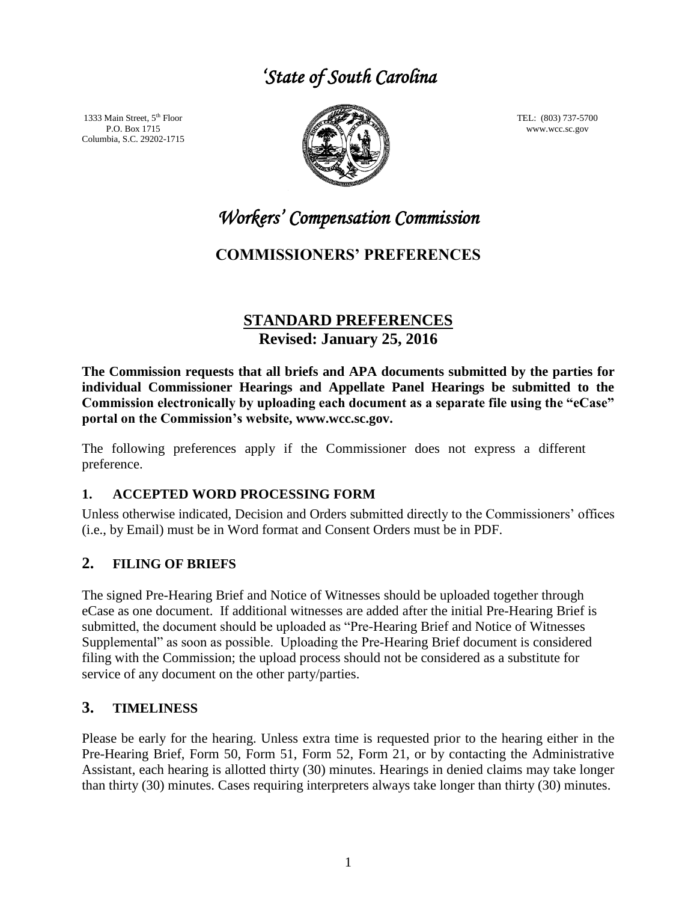# *'State of South Carolina*

1333 Main Street, 5th Floor
P.O. Box 1715
Columbia, S.C. 29202-1715

TEL: (803) 737-5700
www.wcc.sc.gov

# *Workers' Compensation Commission*

## COMMISSIONERS' PREFERENCES

## STANDARD PREFERENCES
### Revised: January 25, 2016

**The Commission requests that all briefs and APA documents submitted by the parties for individual Commissioner Hearings and Appellate Panel Hearings be submitted to the Commission electronically by uploading each document as a separate file using the "eCase" portal on the Commission's website, www.wcc.sc.gov.**

The following preferences apply if the Commissioner does not express a different preference.

### 1. ACCEPTED WORD PROCESSING FORM

Unless otherwise indicated, Decision and Orders submitted directly to the Commissioners' offices (i.e., by Email) must be in Word format and Consent Orders must be in PDF.

### 2. FILING OF BRIEFS

The signed Pre-Hearing Brief and Notice of Witnesses should be uploaded together through eCase as one document. If additional witnesses are added after the initial Pre-Hearing Brief is submitted, the document should be uploaded as "Pre-Hearing Brief and Notice of Witnesses Supplemental" as soon as possible. Uploading the Pre-Hearing Brief document is considered filing with the Commission; the upload process should not be considered as a substitute for service of any document on the other party/parties.

### 3. TIMELINESS

Please be early for the hearing. Unless extra time is requested prior to the hearing either in the Pre-Hearing Brief, Form 50, Form 51, Form 52, Form 21, or by contacting the Administrative Assistant, each hearing is allotted thirty (30) minutes. Hearings in denied claims may take longer than thirty (30) minutes. Cases requiring interpreters always take longer than thirty (30) minutes.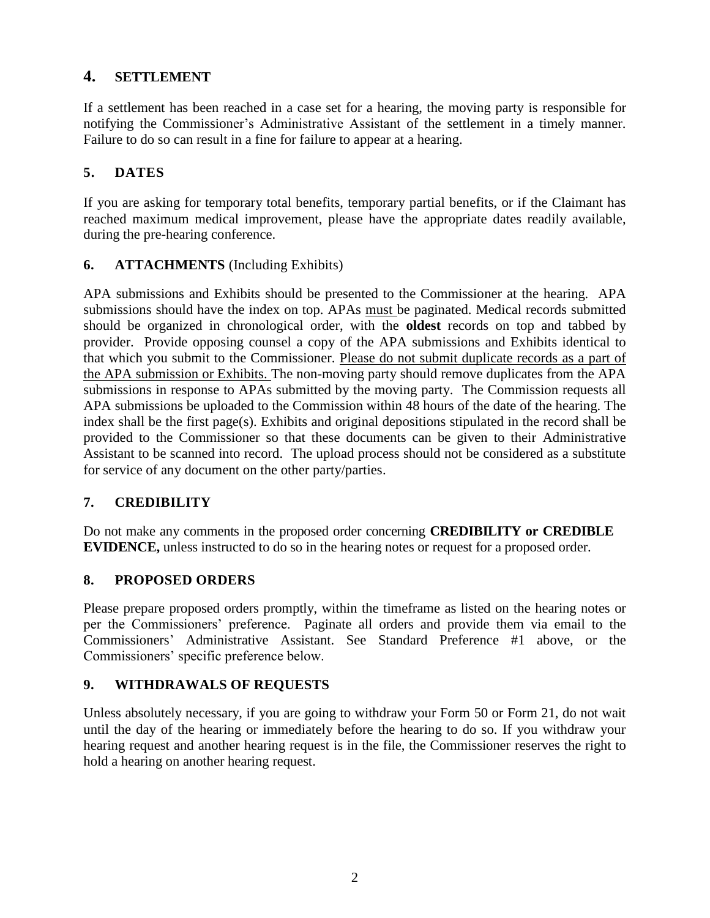## 4. SETTLEMENT

If a settlement has been reached in a case set for a hearing, the moving party is responsible for notifying the Commissioner's Administrative Assistant of the settlement in a timely manner. Failure to do so can result in a fine for failure to appear at a hearing.

## 5. DATES

If you are asking for temporary total benefits, temporary partial benefits, or if the Claimant has reached maximum medical improvement, please have the appropriate dates readily available, during the pre-hearing conference.

## 6. ATTACHMENTS (Including Exhibits)

APA submissions and Exhibits should be presented to the Commissioner at the hearing. APA submissions should have the index on top. APAs <u>must</u> be paginated. Medical records submitted should be organized in chronological order, with the **oldest** records on top and tabbed by provider. Provide opposing counsel a copy of the APA submissions and Exhibits identical to that which you submit to the Commissioner. <u>Please do not submit duplicate records as a part of the APA submission or Exhibits.</u> The non-moving party should remove duplicates from the APA submissions in response to APAs submitted by the moving party. The Commission requests all APA submissions be uploaded to the Commission within 48 hours of the date of the hearing. The index shall be the first page(s). Exhibits and original depositions stipulated in the record shall be provided to the Commissioner so that these documents can be given to their Administrative Assistant to be scanned into record. The upload process should not be considered as a substitute for service of any document on the other party/parties.

## 7. CREDIBILITY

Do not make any comments in the proposed order concerning **CREDIBILITY or CREDIBLE EVIDENCE,** unless instructed to do so in the hearing notes or request for a proposed order.

## 8. PROPOSED ORDERS

Please prepare proposed orders promptly, within the timeframe as listed on the hearing notes or per the Commissioners' preference. Paginate all orders and provide them via email to the Commissioners' Administrative Assistant. See Standard Preference #1 above, or the Commissioners' specific preference below.

## 9. WITHDRAWALS OF REQUESTS

Unless absolutely necessary, if you are going to withdraw your Form 50 or Form 21, do not wait until the day of the hearing or immediately before the hearing to do so. If you withdraw your hearing request and another hearing request is in the file, the Commissioner reserves the right to hold a hearing on another hearing request.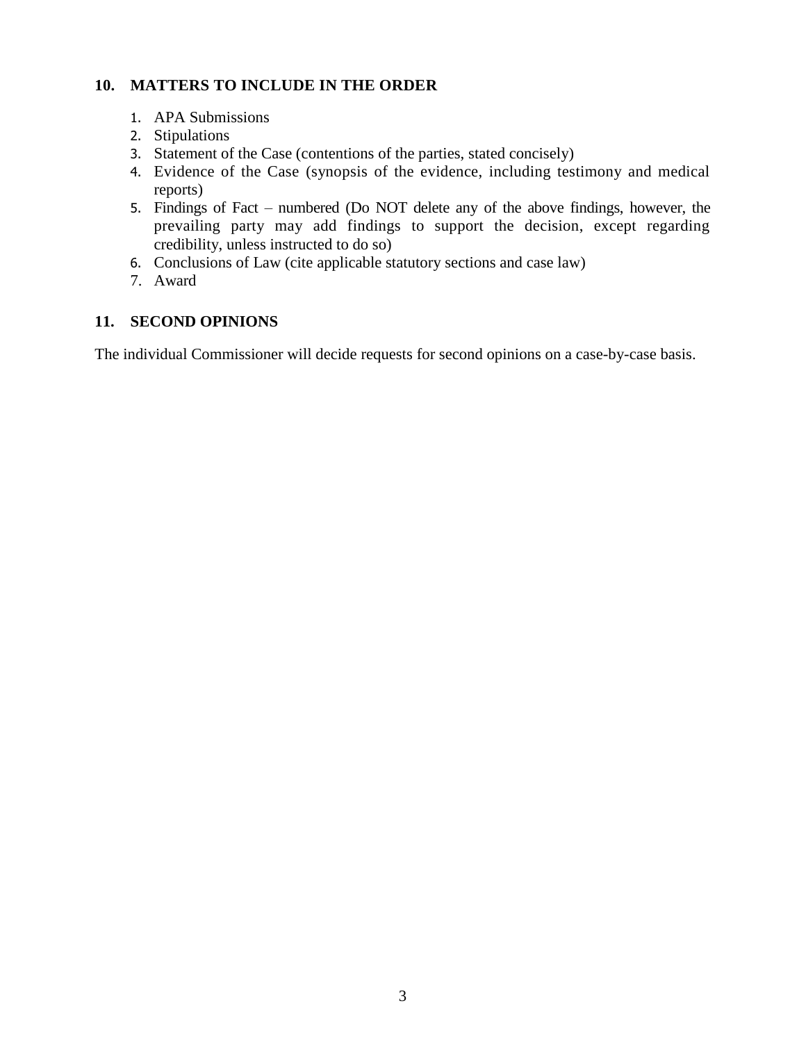## 10. MATTERS TO INCLUDE IN THE ORDER

1. APA Submissions
2. Stipulations
3. Statement of the Case (contentions of the parties, stated concisely)
4. Evidence of the Case (synopsis of the evidence, including testimony and medical reports)
5. Findings of Fact – numbered (Do NOT delete any of the above findings, however, the prevailing party may add findings to support the decision, except regarding credibility, unless instructed to do so)
6. Conclusions of Law (cite applicable statutory sections and case law)
7. Award

## 11. SECOND OPINIONS

The individual Commissioner will decide requests for second opinions on a case-by-case basis.